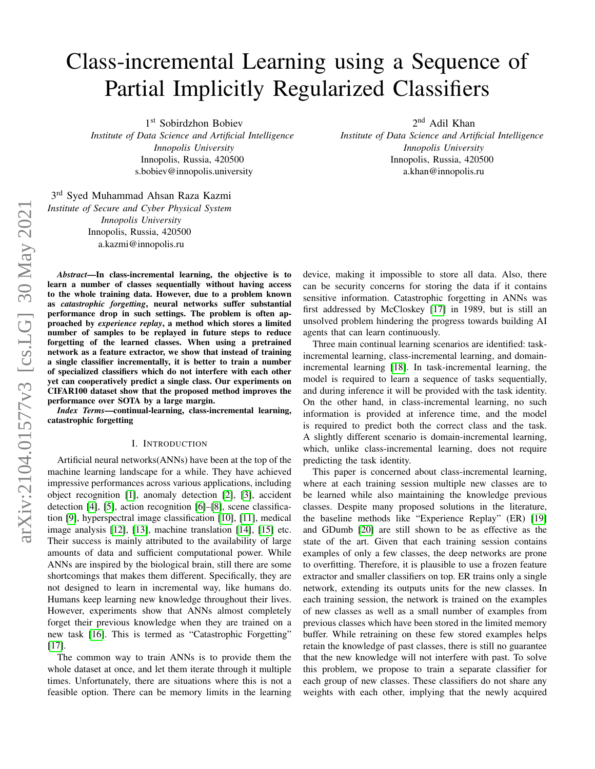# Class-incremental Learning using a Sequence of Partial Implicitly Regularized Classifiers

1st Sobirdzhon Bobiev
*Institute of Data Science and Artificial Intelligence*
*Innopolis University*
Innopolis, Russia, 420500
s.bobiev@innopolis.university

2nd Adil Khan
*Institute of Data Science and Artificial Intelligence*
*Innopolis University*
Innopolis, Russia, 420500
a.khan@innopolis.ru

3rd Syed Muhammad Ahsan Raza Kazmi
*Institute of Secure and Cyber Physical System*
*Innopolis University*
Innopolis, Russia, 420500
a.kazmi@innopolis.ru

***Abstract*—In class-incremental learning, the objective is to learn a number of classes sequentially without having access to the whole training data. However, due to a problem known as *catastrophic forgetting*, neural networks suffer substantial performance drop in such settings. The problem is often approached by *experience replay*, a method which stores a limited number of samples to be replayed in future steps to reduce forgetting of the learned classes. When using a pretrained network as a feature extractor, we show that instead of training a single classifier incrementally, it is better to train a number of specialized classifiers which do not interfere with each other yet can cooperatively predict a single class. Our experiments on CIFAR100 dataset show that the proposed method improves the performance over SOTA by a large margin.**

***Index Terms*—continual-learning, class-incremental learning, catastrophic forgetting**

## I. Introduction

Artificial neural networks(ANNs) have been at the top of the machine learning landscape for a while. They have achieved impressive performances across various applications, including object recognition [1], anomaly detection [2], [3], accident detection [4], [5], action recognition [6]–[8], scene classification [9], hyperspectral image classification [10], [11], medical image analysis [12], [13], machine translation [14], [15] etc. Their success is mainly attributed to the availability of large amounts of data and sufficient computational power. While ANNs are inspired by the biological brain, still there are some shortcomings that makes them different. Specifically, they are not designed to learn in incremental way, like humans do. Humans keep learning new knowledge throughout their lives. However, experiments show that ANNs almost completely forget their previous knowledge when they are trained on a new task [16]. This is termed as "Catastrophic Forgetting" [17].

The common way to train ANNs is to provide them the whole dataset at once, and let them iterate through it multiple times. Unfortunately, there are situations where this is not a feasible option. There can be memory limits in the learning device, making it impossible to store all data. Also, there can be security concerns for storing the data if it contains sensitive information. Catastrophic forgetting in ANNs was first addressed by McCloskey [17] in 1989, but is still an unsolved problem hindering the progress towards building AI agents that can learn continuously.

Three main continual learning scenarios are identified: task-incremental learning, class-incremental learning, and domain-incremental learning [18]. In task-incremental learning, the model is required to learn a sequence of tasks sequentially, and during inference it will be provided with the task identity. On the other hand, in class-incremental learning, no such information is provided at inference time, and the model is required to predict both the correct class and the task. A slightly different scenario is domain-incremental learning, which, unlike class-incremental learning, does not require predicting the task identity.

This paper is concerned about class-incremental learning, where at each training session multiple new classes are to be learned while also maintaining the knowledge previous classes. Despite many proposed solutions in the literature, the baseline methods like "Experience Replay" (ER) [19] and GDumb [20] are still shown to be as effective as the state of the art. Given that each training session contains examples of only a few classes, the deep networks are prone to overfitting. Therefore, it is plausible to use a frozen feature extractor and smaller classifiers on top. ER trains only a single network, extending its outputs units for the new classes. In each training session, the network is trained on the examples of new classes as well as a small number of examples from previous classes which have been stored in the limited memory buffer. While retraining on these few stored examples helps retain the knowledge of past classes, there is still no guarantee that the new knowledge will not interfere with past. To solve this problem, we propose to train a separate classifier for each group of new classes. These classifiers do not share any weights with each other, implying that the newly acquired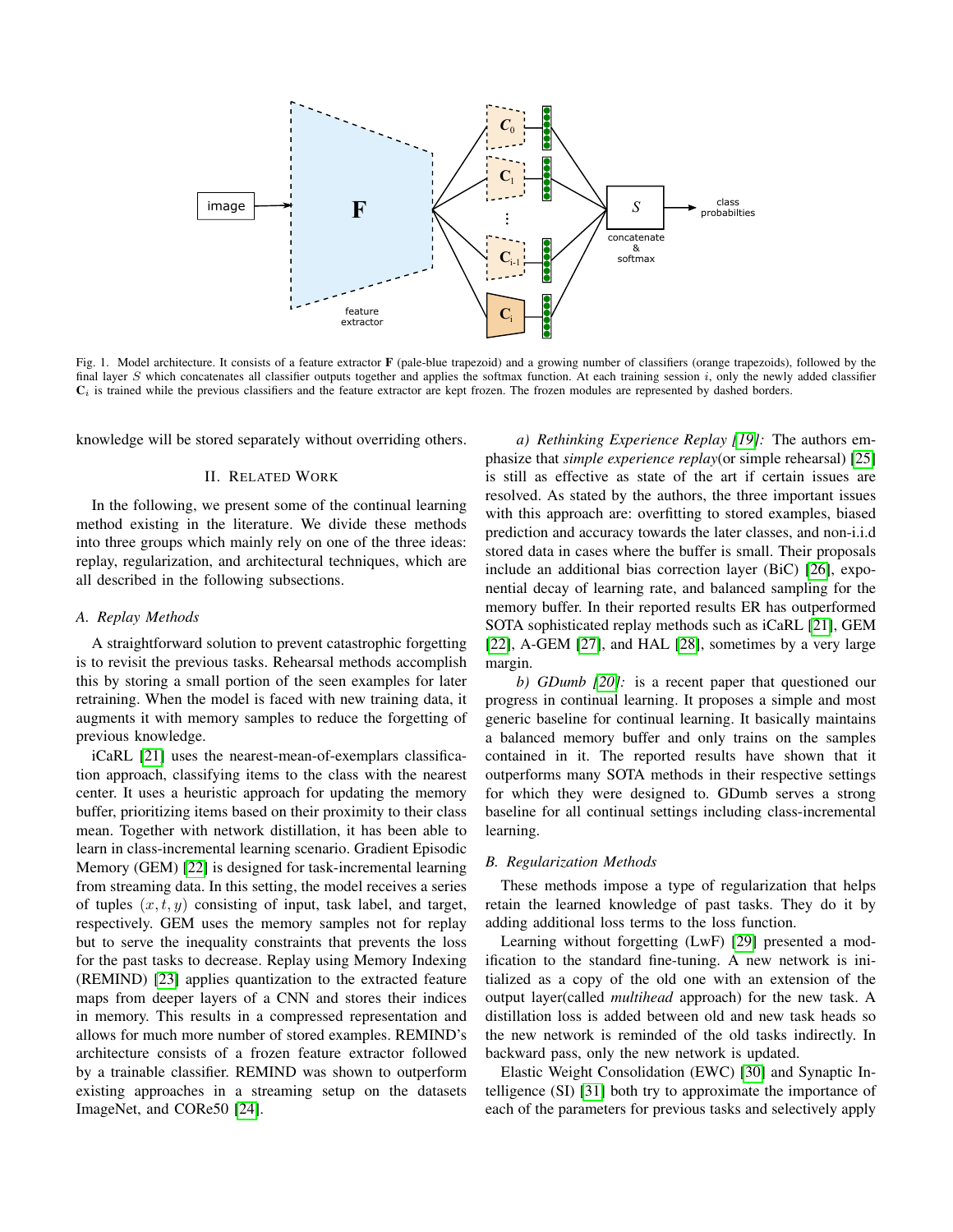image

F

feature extractor

$C_0$

$C_1$

⋮

$C_{i-1}$

$C_i$

$S$

concatenate & softmax

class probabilties

Fig. 1. Model architecture. It consists of a feature extractor **F** (pale-blue trapezoid) and a growing number of classifiers (orange trapezoids), followed by the final layer $S$ which concatenates all classifier outputs together and applies the softmax function. At each training session $i$, only the newly added classifier $\mathbf{C}_i$ is trained while the previous classifiers and the feature extractor are kept frozen. The frozen modules are represented by dashed borders.

knowledge will be stored separately without overriding others.

## II. Related Work

In the following, we present some of the continual learning method existing in the literature. We divide these methods into three groups which mainly rely on one of the three ideas: replay, regularization, and architectural techniques, which are all described in the following subsections.

### A. Replay Methods

A straightforward solution to prevent catastrophic forgetting is to revisit the previous tasks. Rehearsal methods accomplish this by storing a small portion of the seen examples for later retraining. When the model is faced with new training data, it augments it with memory samples to reduce the forgetting of previous knowledge.

iCaRL [21] uses the nearest-mean-of-exemplars classification approach, classifying items to the class with the nearest center. It uses a heuristic approach for updating the memory buffer, prioritizing items based on their proximity to their class mean. Together with network distillation, it has been able to learn in class-incremental learning scenario. Gradient Episodic Memory (GEM) [22] is designed for task-incremental learning from streaming data. In this setting, the model receives a series of tuples $(x, t, y)$ consisting of input, task label, and target, respectively. GEM uses the memory samples not for replay but to serve the inequality constraints that prevents the loss for the past tasks to decrease. Replay using Memory Indexing (REMIND) [23] applies quantization to the extracted feature maps from deeper layers of a CNN and stores their indices in memory. This results in a compressed representation and allows for much more number of stored examples. REMIND's architecture consists of a frozen feature extractor followed by a trainable classifier. REMIND was shown to outperform existing approaches in a streaming setup on the datasets ImageNet, and CORe50 [24].

*a) Rethinking Experience Replay [19]:* The authors emphasize that *simple experience replay*(or simple rehearsal) [25] is still as effective as state of the art if certain issues are resolved. As stated by the authors, the three important issues with this approach are: overfitting to stored examples, biased prediction and accuracy towards the later classes, and non-i.i.d stored data in cases where the buffer is small. Their proposals include an additional bias correction layer (BiC) [26], exponential decay of learning rate, and balanced sampling for the memory buffer. In their reported results ER has outperformed SOTA sophisticated replay methods such as iCaRL [21], GEM [22], A-GEM [27], and HAL [28], sometimes by a very large margin.

*b) GDumb [20]:* is a recent paper that questioned our progress in continual learning. It proposes a simple and most generic baseline for continual learning. It basically maintains a balanced memory buffer and only trains on the samples contained in it. The reported results have shown that it outperforms many SOTA methods in their respective settings for which they were designed to. GDumb serves a strong baseline for all continual settings including class-incremental learning.

### B. Regularization Methods

These methods impose a type of regularization that helps retain the learned knowledge of past tasks. They do it by adding additional loss terms to the loss function.

Learning without forgetting (LwF) [29] presented a modification to the standard fine-tuning. A new network is initialized as a copy of the old one with an extension of the output layer(called *multihead* approach) for the new task. A distillation loss is added between old and new task heads so the new network is reminded of the old tasks indirectly. In backward pass, only the new network is updated.

Elastic Weight Consolidation (EWC) [30] and Synaptic Intelligence (SI) [31] both try to approximate the importance of each of the parameters for previous tasks and selectively apply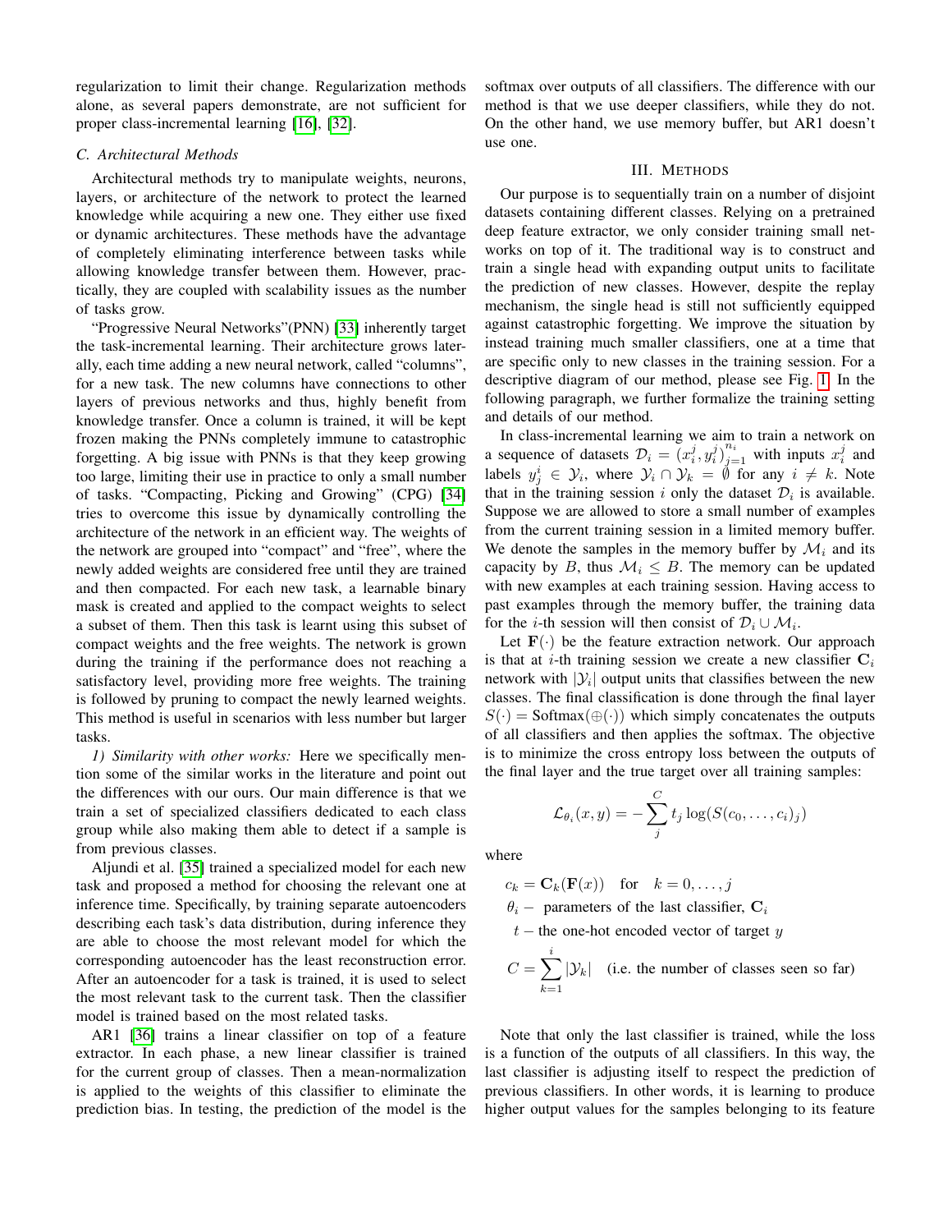regularization to limit their change. Regularization methods alone, as several papers demonstrate, are not sufficient for proper class-incremental learning [16], [32].

### C. Architectural Methods

Architectural methods try to manipulate weights, neurons, layers, or architecture of the network to protect the learned knowledge while acquiring a new one. They either use fixed or dynamic architectures. These methods have the advantage of completely eliminating interference between tasks while allowing knowledge transfer between them. However, practically, they are coupled with scalability issues as the number of tasks grow.

"Progressive Neural Networks"(PNN) [33] inherently target the task-incremental learning. Their architecture grows laterally, each time adding a new neural network, called "columns", for a new task. The new columns have connections to other layers of previous networks and thus, highly benefit from knowledge transfer. Once a column is trained, it will be kept frozen making the PNNs completely immune to catastrophic forgetting. A big issue with PNNs is that they keep growing too large, limiting their use in practice to only a small number of tasks. "Compacting, Picking and Growing" (CPG) [34] tries to overcome this issue by dynamically controlling the architecture of the network in an efficient way. The weights of the network are grouped into "compact" and "free", where the newly added weights are considered free until they are trained and then compacted. For each new task, a learnable binary mask is created and applied to the compact weights to select a subset of them. Then this task is learnt using this subset of compact weights and the free weights. The network is grown during the training if the performance does not reaching a satisfactory level, providing more free weights. The training is followed by pruning to compact the newly learned weights. This method is useful in scenarios with less number but larger tasks.

*1) Similarity with other works:* Here we specifically mention some of the similar works in the literature and point out the differences with our ours. Our main difference is that we train a set of specialized classifiers dedicated to each class group while also making them able to detect if a sample is from previous classes.

Aljundi et al. [35] trained a specialized model for each new task and proposed a method for choosing the relevant one at inference time. Specifically, by training separate autoencoders describing each task's data distribution, during inference they are able to choose the most relevant model for which the corresponding autoencoder has the least reconstruction error. After an autoencoder for a task is trained, it is used to select the most relevant task to the current task. Then the classifier model is trained based on the most related tasks.

AR1 [36] trains a linear classifier on top of a feature extractor. In each phase, a new linear classifier is trained for the current group of classes. Then a mean-normalization is applied to the weights of this classifier to eliminate the prediction bias. In testing, the prediction of the model is the softmax over outputs of all classifiers. The difference with our method is that we use deeper classifiers, while they do not. On the other hand, we use memory buffer, but AR1 doesn't use one.

## III. Methods

Our purpose is to sequentially train on a number of disjoint datasets containing different classes. Relying on a pretrained deep feature extractor, we only consider training small networks on top of it. The traditional way is to construct and train a single head with expanding output units to facilitate the prediction of new classes. However, despite the replay mechanism, the single head is still not sufficiently equipped against catastrophic forgetting. We improve the situation by instead training much smaller classifiers, one at a time that are specific only to new classes in the training session. For a descriptive diagram of our method, please see Fig. 1. In the following paragraph, we further formalize the training setting and details of our method.

In class-incremental learning we aim to train a network on a sequence of datasets $\mathcal{D}_i = (x_i^j, y_i^j)_{j=1}^{n_i}$ with inputs $x_i^j$ and labels $y_j^i \in \mathcal{Y}_i$, where $\mathcal{Y}_i \cap \mathcal{Y}_k = \emptyset$ for any $i \neq k$. Note that in the training session $i$ only the dataset $\mathcal{D}_i$ is available. Suppose we are allowed to store a small number of examples from the current training session in a limited memory buffer. We denote the samples in the memory buffer by $\mathcal{M}_i$ and its capacity by $B$, thus $\mathcal{M}_i \leq B$. The memory can be updated with new examples at each training session. Having access to past examples through the memory buffer, the training data for the $i$-th session will then consist of $\mathcal{D}_i \cup \mathcal{M}_i$.

Let $\mathbf{F}(\cdot)$ be the feature extraction network. Our approach is that at $i$-th training session we create a new classifier $\mathbf{C}_i$ network with $|\mathcal{Y}_i|$ output units that classifies between the new classes. The final classification is done through the final layer $S(\cdot) = \text{Softmax}(\oplus(\cdot))$ which simply concatenates the outputs of all classifiers and then applies the softmax. The objective is to minimize the cross entropy loss between the outputs of the final layer and the true target over all training samples:

$$\mathcal{L}_{\theta_i}(x, y) = -\sum_{j}^{C} t_j \log(S(c_0, \ldots, c_i)_j)$$

where

$$c_k = \mathbf{C}_k(\mathbf{F}(x)) \quad \text{for} \quad k = 0, \ldots, j$$

$\theta_i -$ parameters of the last classifier, $\mathbf{C}_i$

$t -$ the one-hot encoded vector of target $y$

$$C = \sum_{k=1}^{i} |\mathcal{Y}_k| \quad \text{(i.e. the number of classes seen so far)}$$

Note that only the last classifier is trained, while the loss is a function of the outputs of all classifiers. In this way, the last classifier is adjusting itself to respect the prediction of previous classifiers. In other words, it is learning to produce higher output values for the samples belonging to its feature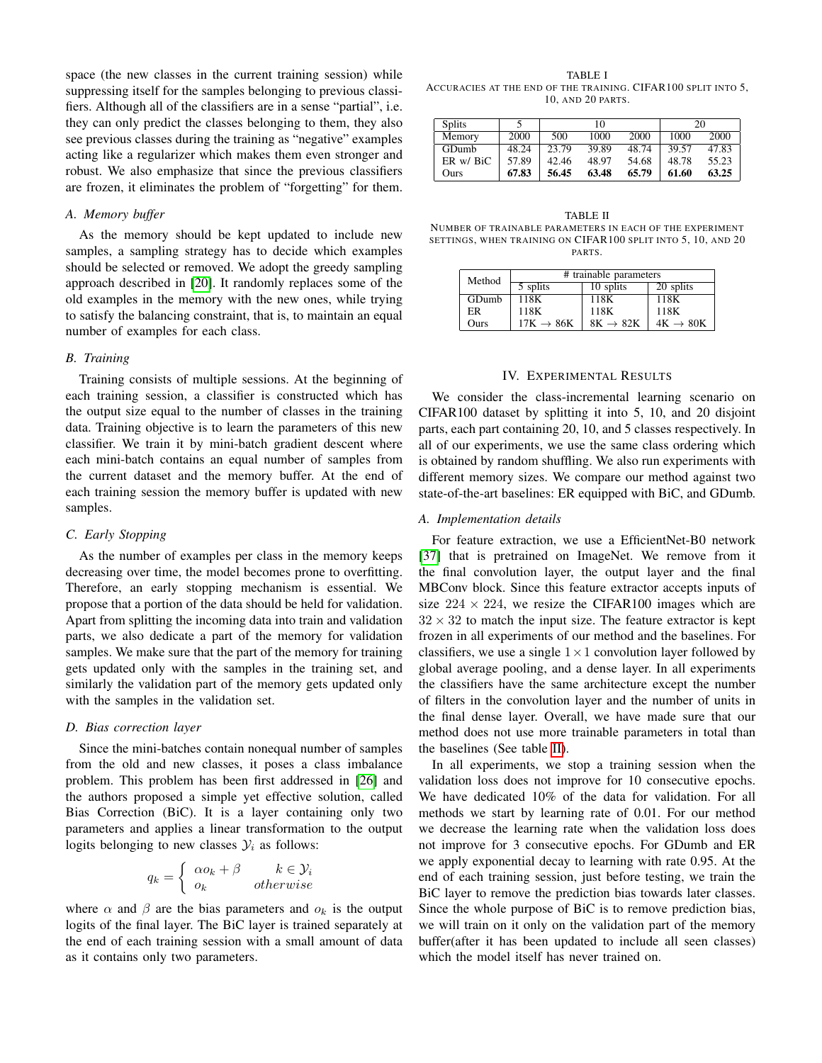space (the new classes in the current training session) while suppressing itself for the samples belonging to previous classifiers. Although all of the classifiers are in a sense "partial", i.e. they can only predict the classes belonging to them, they also see previous classes during the training as "negative" examples acting like a regularizer which makes them even stronger and robust. We also emphasize that since the previous classifiers are frozen, it eliminates the problem of "forgetting" for them.

### *A. Memory buffer*

As the memory should be kept updated to include new samples, a sampling strategy has to decide which examples should be selected or removed. We adopt the greedy sampling approach described in [20]. It randomly replaces some of the old examples in the memory with the new ones, while trying to satisfy the balancing constraint, that is, to maintain an equal number of examples for each class.

### *B. Training*

Training consists of multiple sessions. At the beginning of each training session, a classifier is constructed which has the output size equal to the number of classes in the training data. Training objective is to learn the parameters of this new classifier. We train it by mini-batch gradient descent where each mini-batch contains an equal number of samples from the current dataset and the memory buffer. At the end of each training session the memory buffer is updated with new samples.

### *C. Early Stopping*

As the number of examples per class in the memory keeps decreasing over time, the model becomes prone to overfitting. Therefore, an early stopping mechanism is essential. We propose that a portion of the data should be held for validation. Apart from splitting the incoming data into train and validation parts, we also dedicate a part of the memory for validation samples. We make sure that the part of the memory for training gets updated only with the samples in the training set, and similarly the validation part of the memory gets updated only with the samples in the validation set.

### *D. Bias correction layer*

Since the mini-batches contain nonequal number of samples from the old and new classes, it poses a class imbalance problem. This problem has been first addressed in [26] and the authors proposed a simple yet effective solution, called Bias Correction (BiC). It is a layer containing only two parameters and applies a linear transformation to the output logits belonging to new classes $\mathcal{Y}_i$ as follows:

$$q_k = \begin{cases} \alpha o_k + \beta & k \in \mathcal{Y}_i \\ o_k & otherwise \end{cases}$$

where $\alpha$ and $\beta$ are the bias parameters and $o_k$ is the output logits of the final layer. The BiC layer is trained separately at the end of each training session with a small amount of data as it contains only two parameters.

TABLE I

ACCURACIES AT THE END OF THE TRAINING. CIFAR100 SPLIT INTO 5, 10, AND 20 PARTS.

| Splits | 5 | 10 | | | 20 | |
|---|---|---|---|---|---|---|
| Memory | 2000 | 500 | 1000 | 2000 | 1000 | 2000 |
| GDumb | 48.24 | 23.79 | 39.89 | 48.74 | 39.57 | 47.83 |
| ER w/ BiC | 57.89 | 42.46 | 48.97 | 54.68 | 48.78 | 55.23 |
| Ours | **67.83** | **56.45** | **63.48** | **65.79** | **61.60** | **63.25** |

TABLE II

NUMBER OF TRAINABLE PARAMETERS IN EACH OF THE EXPERIMENT SETTINGS, WHEN TRAINING ON CIFAR100 SPLIT INTO 5, 10, AND 20 PARTS.

| Method | # trainable parameters | | |
|---|---|---|---|
| | 5 splits | 10 splits | 20 splits |
| GDumb | 118K | 118K | 118K |
| ER | 118K | 118K | 118K |
| Ours | 17K $\rightarrow$ 86K | 8K $\rightarrow$ 82K | 4K $\rightarrow$ 80K |

## IV. EXPERIMENTAL RESULTS

We consider the class-incremental learning scenario on CIFAR100 dataset by splitting it into 5, 10, and 20 disjoint parts, each part containing 20, 10, and 5 classes respectively. In all of our experiments, we use the same class ordering which is obtained by random shuffling. We also run experiments with different memory sizes. We compare our method against two state-of-the-art baselines: ER equipped with BiC, and GDumb.

### *A. Implementation details*

For feature extraction, we use a EfficientNet-B0 network [37] that is pretrained on ImageNet. We remove from it the final convolution layer, the output layer and the final MBConv block. Since this feature extractor accepts inputs of size $224 \times 224$, we resize the CIFAR100 images which are $32 \times 32$ to match the input size. The feature extractor is kept frozen in all experiments of our method and the baselines. For classifiers, we use a single $1 \times 1$ convolution layer followed by global average pooling, and a dense layer. In all experiments the classifiers have the same architecture except the number of filters in the convolution layer and the number of units in the final dense layer. Overall, we have made sure that our method does not use more trainable parameters in total than the baselines (See table II).

In all experiments, we stop a training session when the validation loss does not improve for 10 consecutive epochs. We have dedicated 10% of the data for validation. For all methods we start by learning rate of 0.01. For our method we decrease the learning rate when the validation loss does not improve for 3 consecutive epochs. For GDumb and ER we apply exponential decay to learning with rate 0.95. At the end of each training session, just before testing, we train the BiC layer to remove the prediction bias towards later classes. Since the whole purpose of BiC is to remove prediction bias, we will train on it only on the validation part of the memory buffer(after it has been updated to include all seen classes) which the model itself has never trained on.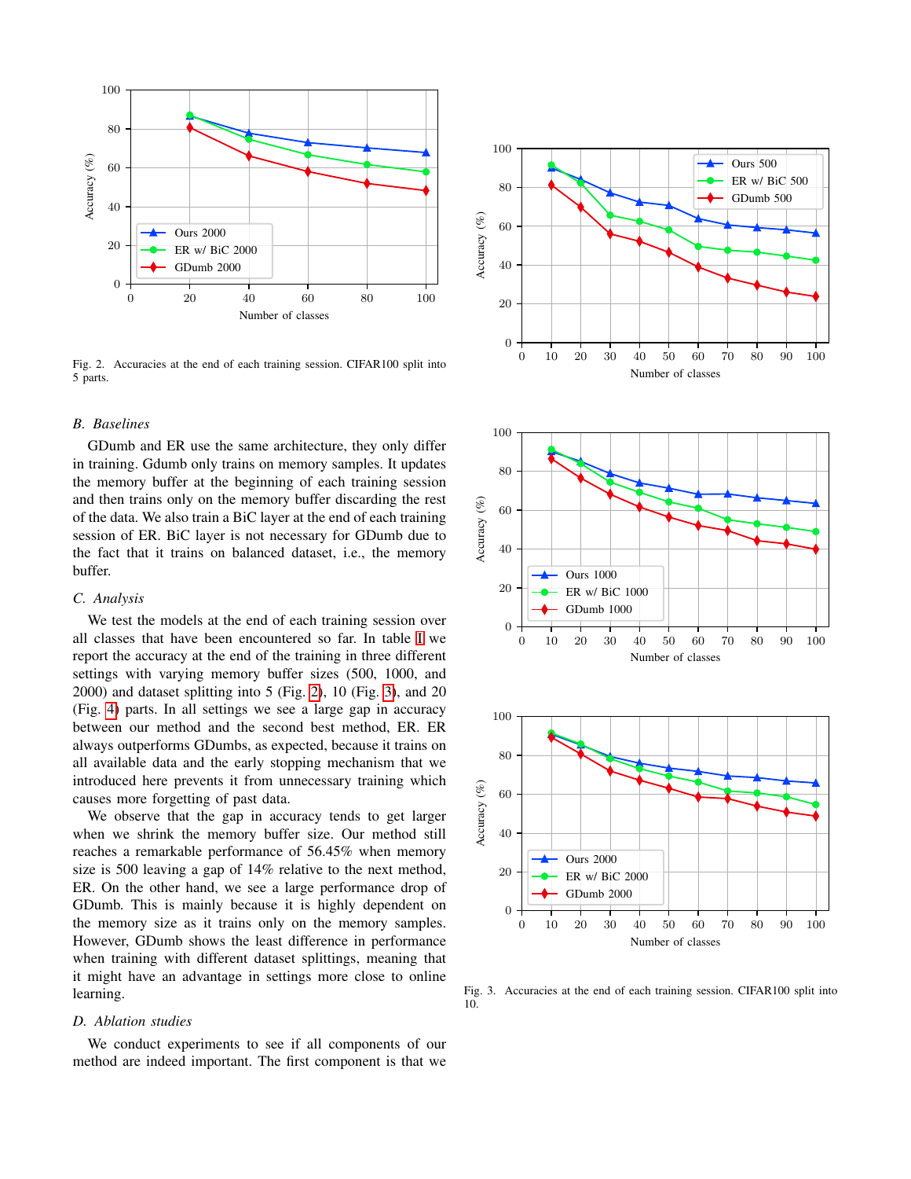100
80
60
40
20
0
Accuracy (%)
0 20 40 60 80 100
Number of classes
Ours 2000
ER w/ BiC 2000
GDumb 2000

Fig. 2. Accuracies at the end of each training session. CIFAR100 split into 5 parts.

### B. Baselines

GDumb and ER use the same architecture, they only differ in training. Gdumb only trains on memory samples. It updates the memory buffer at the beginning of each training session and then trains only on the memory buffer discarding the rest of the data. We also train a BiC layer at the end of each training session of ER. BiC layer is not necessary for GDumb due to the fact that it trains on balanced dataset, i.e., the memory buffer.

### C. Analysis

We test the models at the end of each training session over all classes that have been encountered so far. In table I we report the accuracy at the end of the training in three different settings with varying memory buffer sizes (500, 1000, and 2000) and dataset splitting into 5 (Fig. 2), 10 (Fig. 3), and 20 (Fig. 4) parts. In all settings we see a large gap in accuracy between our method and the second best method, ER. ER always outperforms GDumbs, as expected, because it trains on all available data and the early stopping mechanism that we introduced here prevents it from unnecessary training which causes more forgetting of past data.

We observe that the gap in accuracy tends to get larger when we shrink the memory buffer size. Our method still reaches a remarkable performance of 56.45% when memory size is 500 leaving a gap of 14% relative to the next method, ER. On the other hand, we see a large performance drop of GDumb. This is mainly because it is highly dependent on the memory size as it trains only on the memory samples. However, GDumb shows the least difference in performance when training with different dataset splittings, meaning that it might have an advantage in settings more close to online learning.

### D. Ablation studies

We conduct experiments to see if all components of our method are indeed important. The first component is that we

100
80
60
40
20
0
Accuracy (%)
0 10 20 30 40 50 60 70 80 90 100
Number of classes
Ours 500
ER w/ BiC 500
GDumb 500

100
80
60
40
20
0
Accuracy (%)
0 10 20 30 40 50 60 70 80 90 100
Number of classes
Ours 1000
ER w/ BiC 1000
GDumb 1000

100
80
60
40
20
0
Accuracy (%)
0 10 20 30 40 50 60 70 80 90 100
Number of classes
Ours 2000
ER w/ BiC 2000
GDumb 2000

Fig. 3. Accuracies at the end of each training session. CIFAR100 split into 10.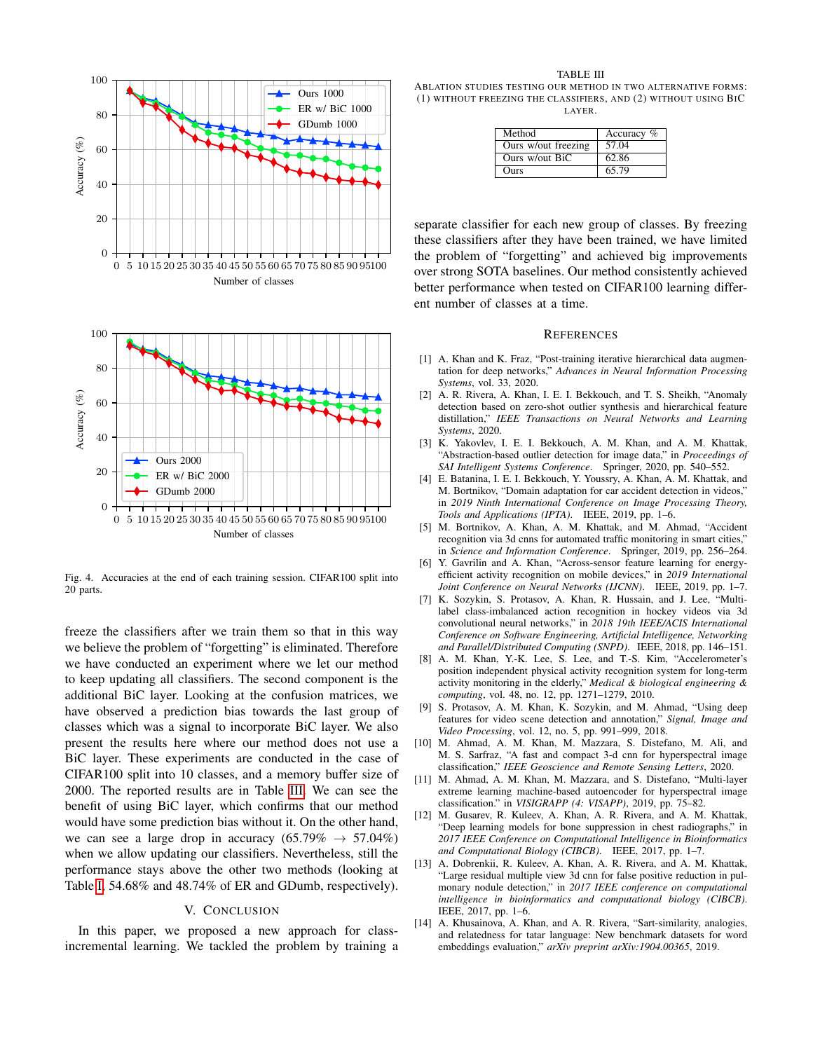100
80
60
40
20
0
Accuracy (%)
0 5 10 15 20 25 30 35 40 45 50 55 60 65 70 75 80 85 90 95 100
Number of classes
Ours 1000
ER w/ BiC 1000
GDumb 1000

100
80
60
40
20
0
Accuracy (%)
0 5 10 15 20 25 30 35 40 45 50 55 60 65 70 75 80 85 90 95 100
Number of classes
Ours 2000
ER w/ BiC 2000
GDumb 2000

Fig. 4. Accuracies at the end of each training session. CIFAR100 split into 20 parts.

freeze the classifiers after we train them so that in this way we believe the problem of "forgetting" is eliminated. Therefore we have conducted an experiment where we let our method to keep updating all classifiers. The second component is the additional BiC layer. Looking at the confusion matrices, we have observed a prediction bias towards the last group of classes which was a signal to incorporate BiC layer. We also present the results here where our method does not use a BiC layer. These experiments are conducted in the case of CIFAR100 split into 10 classes, and a memory buffer size of 2000. The reported results are in Table III. We can see the benefit of using BiC layer, which confirms that our method would have some prediction bias without it. On the other hand, we can see a large drop in accuracy (65.79% $\rightarrow$ 57.04%) when we allow updating our classifiers. Nevertheless, still the performance stays above the other two methods (looking at Table I, 54.68% and 48.74% of ER and GDumb, respectively).

TABLE III
ABLATION STUDIES TESTING OUR METHOD IN TWO ALTERNATIVE FORMS: (1) WITHOUT FREEZING THE CLASSIFIERS, AND (2) WITHOUT USING BIC LAYER.

| Method | Accuracy % |
|---|---|
| Ours w/out freezing | 57.04 |
| Ours w/out BiC | 62.86 |
| Ours | 65.79 |

## V. Conclusion

In this paper, we proposed a new approach for class-incremental learning. We tackled the problem by training a separate classifier for each new group of classes. By freezing these classifiers after they have been trained, we have limited the problem of "forgetting" and achieved big improvements over strong SOTA baselines. Our method consistently achieved better performance when tested on CIFAR100 learning different number of classes at a time.

## References

[1] A. Khan and K. Fraz, "Post-training iterative hierarchical data augmentation for deep networks," *Advances in Neural Information Processing Systems*, vol. 33, 2020.

[2] A. R. Rivera, A. Khan, I. E. I. Bekkouch, and T. S. Sheikh, "Anomaly detection based on zero-shot outlier synthesis and hierarchical feature distillation," *IEEE Transactions on Neural Networks and Learning Systems*, 2020.

[3] K. Yakovlev, I. E. I. Bekkouch, A. M. Khan, and A. M. Khattak, "Abstraction-based outlier detection for image data," in *Proceedings of SAI Intelligent Systems Conference*. Springer, 2020, pp. 540–552.

[4] E. Batanina, I. E. I. Bekkouch, Y. Youssry, A. Khan, A. M. Khattak, and M. Bortnikov, "Domain adaptation for car accident detection in videos," in *2019 Ninth International Conference on Image Processing Theory, Tools and Applications (IPTA)*. IEEE, 2019, pp. 1–6.

[5] M. Bortnikov, A. Khan, A. M. Khattak, and M. Ahmad, "Accident recognition via 3d cnns for automated traffic monitoring in smart cities," in *Science and Information Conference*. Springer, 2019, pp. 256–264.

[6] Y. Gavrilin and A. Khan, "Across-sensor feature learning for energy-efficient activity recognition on mobile devices," in *2019 International Joint Conference on Neural Networks (IJCNN)*. IEEE, 2019, pp. 1–7.

[7] K. Sozykin, S. Protasov, A. Khan, R. Hussain, and J. Lee, "Multi-label class-imbalanced action recognition in hockey videos via 3d convolutional neural networks," in *2018 19th IEEE/ACIS International Conference on Software Engineering, Artificial Intelligence, Networking and Parallel/Distributed Computing (SNPD)*. IEEE, 2018, pp. 146–151.

[8] A. M. Khan, Y.-K. Lee, S. Lee, and T.-S. Kim, "Accelerometer's position independent physical activity recognition system for long-term activity monitoring in the elderly," *Medical & biological engineering & computing*, vol. 48, no. 12, pp. 1271–1279, 2010.

[9] S. Protasov, A. M. Khan, K. Sozykin, and M. Ahmad, "Using deep features for video scene detection and annotation," *Signal, Image and Video Processing*, vol. 12, no. 5, pp. 991–999, 2018.

[10] M. Ahmad, A. M. Khan, M. Mazzara, S. Distefano, M. Ali, and M. S. Sarfraz, "A fast and compact 3-d cnn for hyperspectral image classification," *IEEE Geoscience and Remote Sensing Letters*, 2020.

[11] M. Ahmad, A. M. Khan, M. Mazzara, and S. Distefano, "Multi-layer extreme learning machine-based autoencoder for hyperspectral image classification." in *VISIGRAPP (4: VISAPP)*, 2019, pp. 75–82.

[12] M. Gusarev, R. Kuleev, A. Khan, A. R. Rivera, and A. M. Khattak, "Deep learning models for bone suppression in chest radiographs," in *2017 IEEE Conference on Computational Intelligence in Bioinformatics and Computational Biology (CIBCB)*. IEEE, 2017, pp. 1–7.

[13] A. Dobrenkii, R. Kuleev, A. Khan, A. R. Rivera, and A. M. Khattak, "Large residual multiple view 3d cnn for false positive reduction in pulmonary nodule detection," in *2017 IEEE conference on computational intelligence in bioinformatics and computational biology (CIBCB)*. IEEE, 2017, pp. 1–6.

[14] A. Khusainova, A. Khan, and A. R. Rivera, "Sart-similarity, analogies, and relatedness for tatar language: New benchmark datasets for word embeddings evaluation," *arXiv preprint arXiv:1904.00365*, 2019.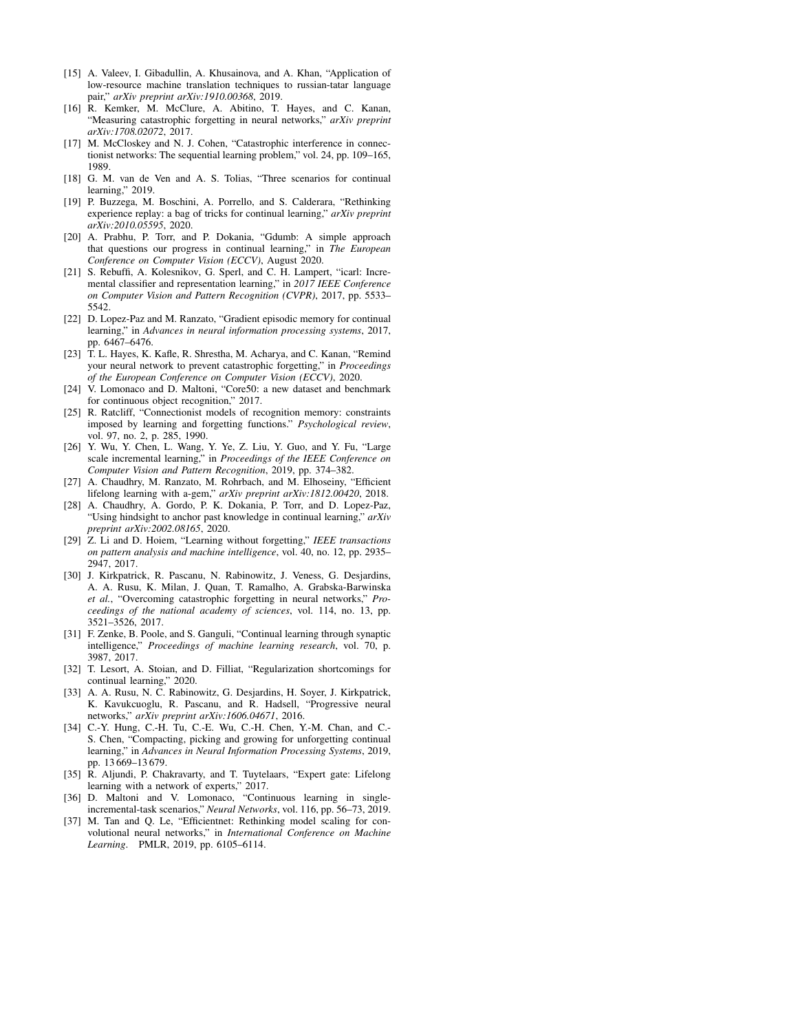[15] A. Valeev, I. Gibadullin, A. Khusainova, and A. Khan, "Application of low-resource machine translation techniques to russian-tatar language pair," *arXiv preprint arXiv:1910.00368*, 2019.

[16] R. Kemker, M. McClure, A. Abitino, T. Hayes, and C. Kanan, "Measuring catastrophic forgetting in neural networks," *arXiv preprint arXiv:1708.02072*, 2017.

[17] M. McCloskey and N. J. Cohen, "Catastrophic interference in connectionist networks: The sequential learning problem," vol. 24, pp. 109–165, 1989.

[18] G. M. van de Ven and A. S. Tolias, "Three scenarios for continual learning," 2019.

[19] P. Buzzega, M. Boschini, A. Porrello, and S. Calderara, "Rethinking experience replay: a bag of tricks for continual learning," *arXiv preprint arXiv:2010.05595*, 2020.

[20] A. Prabhu, P. Torr, and P. Dokania, "Gdumb: A simple approach that questions our progress in continual learning," in *The European Conference on Computer Vision (ECCV)*, August 2020.

[21] S. Rebuffi, A. Kolesnikov, G. Sperl, and C. H. Lampert, "icarl: Incremental classifier and representation learning," in *2017 IEEE Conference on Computer Vision and Pattern Recognition (CVPR)*, 2017, pp. 5533–5542.

[22] D. Lopez-Paz and M. Ranzato, "Gradient episodic memory for continual learning," in *Advances in neural information processing systems*, 2017, pp. 6467–6476.

[23] T. L. Hayes, K. Kafle, R. Shrestha, M. Acharya, and C. Kanan, "Remind your neural network to prevent catastrophic forgetting," in *Proceedings of the European Conference on Computer Vision (ECCV)*, 2020.

[24] V. Lomonaco and D. Maltoni, "Core50: a new dataset and benchmark for continuous object recognition," 2017.

[25] R. Ratcliff, "Connectionist models of recognition memory: constraints imposed by learning and forgetting functions." *Psychological review*, vol. 97, no. 2, p. 285, 1990.

[26] Y. Wu, Y. Chen, L. Wang, Y. Ye, Z. Liu, Y. Guo, and Y. Fu, "Large scale incremental learning," in *Proceedings of the IEEE Conference on Computer Vision and Pattern Recognition*, 2019, pp. 374–382.

[27] A. Chaudhry, M. Ranzato, M. Rohrbach, and M. Elhoseiny, "Efficient lifelong learning with a-gem," *arXiv preprint arXiv:1812.00420*, 2018.

[28] A. Chaudhry, A. Gordo, P. K. Dokania, P. Torr, and D. Lopez-Paz, "Using hindsight to anchor past knowledge in continual learning," *arXiv preprint arXiv:2002.08165*, 2020.

[29] Z. Li and D. Hoiem, "Learning without forgetting," *IEEE transactions on pattern analysis and machine intelligence*, vol. 40, no. 12, pp. 2935–2947, 2017.

[30] J. Kirkpatrick, R. Pascanu, N. Rabinowitz, J. Veness, G. Desjardins, A. A. Rusu, K. Milan, J. Quan, T. Ramalho, A. Grabska-Barwinska *et al.*, "Overcoming catastrophic forgetting in neural networks," *Proceedings of the national academy of sciences*, vol. 114, no. 13, pp. 3521–3526, 2017.

[31] F. Zenke, B. Poole, and S. Ganguli, "Continual learning through synaptic intelligence," *Proceedings of machine learning research*, vol. 70, p. 3987, 2017.

[32] T. Lesort, A. Stoian, and D. Filliat, "Regularization shortcomings for continual learning," 2020.

[33] A. A. Rusu, N. C. Rabinowitz, G. Desjardins, H. Soyer, J. Kirkpatrick, K. Kavukcuoglu, R. Pascanu, and R. Hadsell, "Progressive neural networks," *arXiv preprint arXiv:1606.04671*, 2016.

[34] C.-Y. Hung, C.-H. Tu, C.-E. Wu, C.-H. Chen, Y.-M. Chan, and C.-S. Chen, "Compacting, picking and growing for unforgetting continual learning," in *Advances in Neural Information Processing Systems*, 2019, pp. 13 669–13 679.

[35] R. Aljundi, P. Chakravarty, and T. Tuytelaars, "Expert gate: Lifelong learning with a network of experts," 2017.

[36] D. Maltoni and V. Lomonaco, "Continuous learning in single-incremental-task scenarios," *Neural Networks*, vol. 116, pp. 56–73, 2019.

[37] M. Tan and Q. Le, "Efficientnet: Rethinking model scaling for convolutional neural networks," in *International Conference on Machine Learning*. PMLR, 2019, pp. 6105–6114.